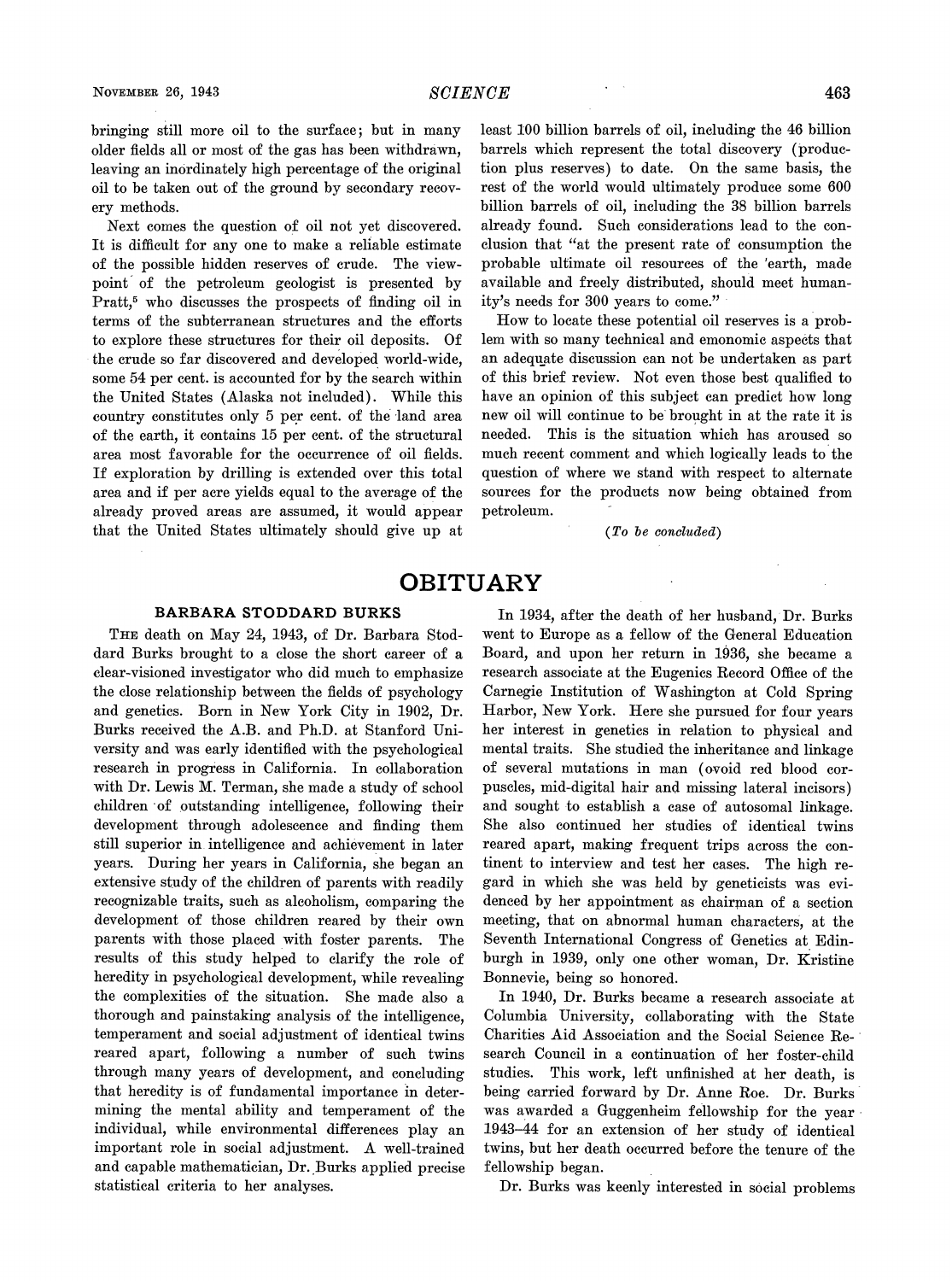bringing still more oil to the surface; but in many older fields all or most of the gas has been withdrawn, leaving an inordinately high percentage of the original oil to be taken out of the ground by secondary recovery methods.

Next comes the question of oil not yet discovered. It is difficult for any one to make a reliable estimate of the possible hidden reserves of crude. The viewpoint of the petroleum geologist is presented by Pratt,[5] who discusses the prospects of finding oil in terms of the subterranean structures and the efforts to explore these structures for their oil deposits. Of the crude so far discovered and developed world-wide, some 54 per cent. is accounted for by the search within the United States (Alaska not included). While this country constitutes only 5 per cent. of the land area of the earth, it contains 15 per cent. of the structural area most favorable for the occurrence of oil fields. If exploration by drilling is extended over this total area and if per acre yields equal to the average of the already proved areas are assumed, it would appear that the United States ultimately should give up at least 100 billion barrels of oil, including the 46 billion barrels which represent the total discovery (production plus reserves) to date. On the same basis, the rest of the world would ultimately produce some 600 billion barrels of oil, including the 38 billion barrels already found. Such considerations lead to the conclusion that "at the present rate of consumption the probable ultimate oil resources of the earth, made available and freely distributed, should meet humanity's needs for 300 years to come."

How to locate these potential oil reserves is a problem with so many technical and emonomic aspects that an adequate discussion can not be undertaken as part of this brief review. Not even those best qualified to have an opinion of this subject can predict how long new oil will continue to be brought in at the rate it is needed. This is the situation which has aroused so much recent comment and which logically leads to the question of where we stand with respect to alternate sources for the products now being obtained from petroleum.

*(To be concluded)*

# OBITUARY

## BARBARA STODDARD BURKS

The death on May 24, 1943, of Dr. Barbara Stoddard Burks brought to a close the short career of a clear-visioned investigator who did much to emphasize the close relationship between the fields of psychology and genetics. Born in New York City in 1902, Dr. Burks received the A.B. and Ph.D. at Stanford University and was early identified with the psychological research in progress in California. In collaboration with Dr. Lewis M. Terman, she made a study of school children of outstanding intelligence, following their development through adolescence and finding them still superior in intelligence and achievement in later years. During her years in California, she began an extensive study of the children of parents with readily recognizable traits, such as alcoholism, comparing the development of those children reared by their own parents with those placed with foster parents. The results of this study helped to clarify the role of heredity in psychological development, while revealing the complexities of the situation. She made also a thorough and painstaking analysis of the intelligence, temperament and social adjustment of identical twins reared apart, following a number of such twins through many years of development, and concluding that heredity is of fundamental importance in determining the mental ability and temperament of the individual, while environmental differences play an important role in social adjustment. A well-trained and capable mathematician, Dr. Burks applied precise statistical criteria to her analyses.

In 1934, after the death of her husband, Dr. Burks went to Europe as a fellow of the General Education Board, and upon her return in 1936, she became a research associate at the Eugenics Record Office of the Carnegie Institution of Washington at Cold Spring Harbor, New York. Here she pursued for four years her interest in genetics in relation to physical and mental traits. She studied the inheritance and linkage of several mutations in man (ovoid red blood corpuscles, mid-digital hair and missing lateral incisors) and sought to establish a case of autosomal linkage. She also continued her studies of identical twins reared apart, making frequent trips across the continent to interview and test her cases. The high regard in which she was held by geneticists was evidenced by her appointment as chairman of a section meeting, that on abnormal human characters, at the Seventh International Congress of Genetics at Edinburgh in 1939, only one other woman, Dr. Kristine Bonnevie, being so honored.

In 1940, Dr. Burks became a research associate at Columbia University, collaborating with the State Charities Aid Association and the Social Science Research Council in a continuation of her foster-child studies. This work, left unfinished at her death, is being carried forward by Dr. Anne Roe. Dr. Burks was awarded a Guggenheim fellowship for the year 1943–44 for an extension of her study of identical twins, but her death occurred before the tenure of the fellowship began.

Dr. Burks was keenly interested in social problems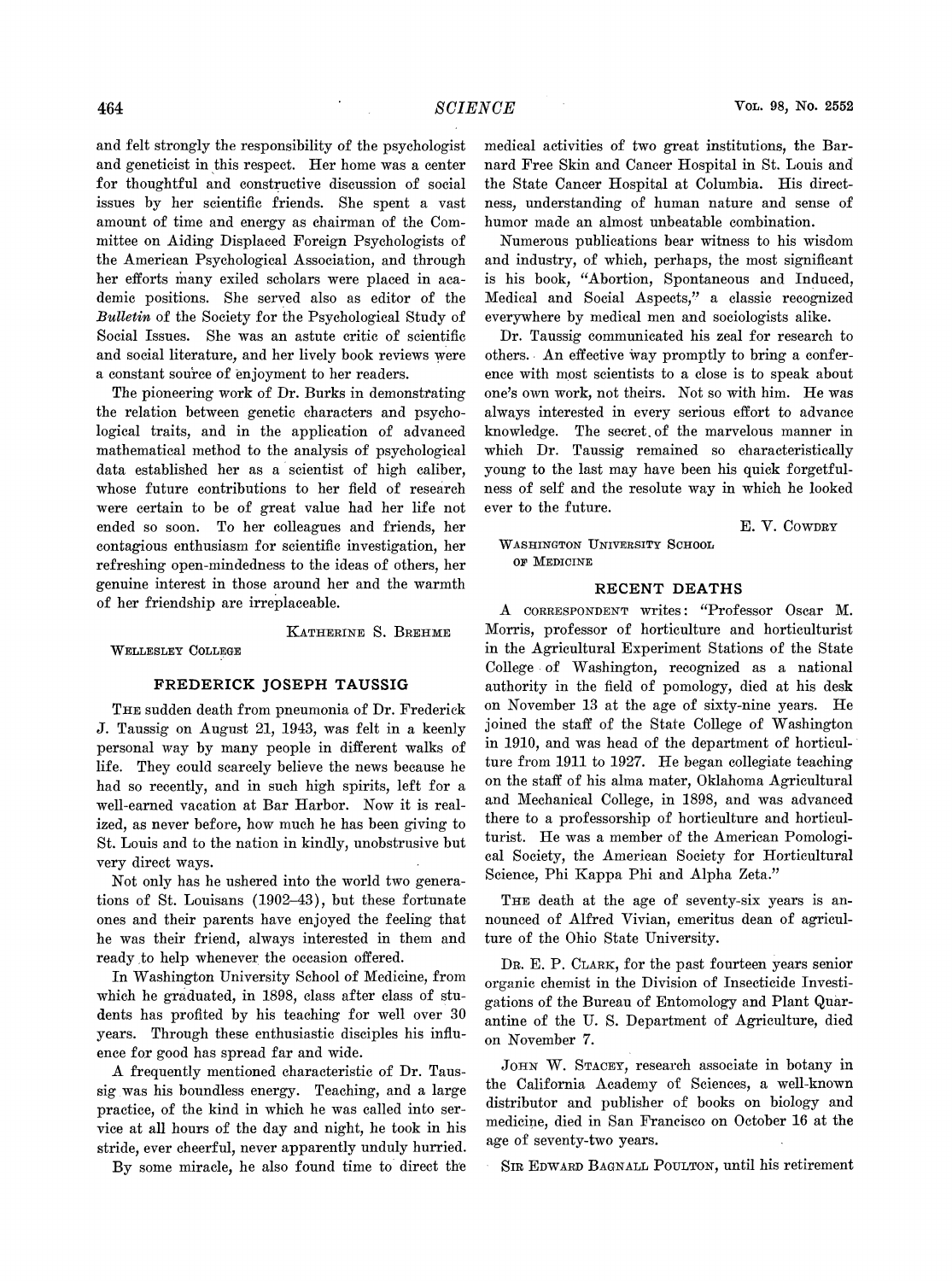and felt strongly the responsibility of the psychologist and geneticist in this respect. Her home was a center for thoughtful and constructive discussion of social issues by her scientific friends. She spent a vast amount of time and energy as chairman of the Committee on Aiding Displaced Foreign Psychologists of the American Psychological Association, and through her efforts many exiled scholars were placed in academic positions. She served also as editor of the *Bulletin* of the Society for the Psychological Study of Social Issues. She was an astute critic of scientific and social literature, and her lively book reviews were a constant source of enjoyment to her readers.

The pioneering work of Dr. Burks in demonstrating the relation between genetic characters and psychological traits, and in the application of advanced mathematical method to the analysis of psychological data established her as a scientist of high caliber, whose future contributions to her field of research were certain to be of great value had her life not ended so soon. To her colleagues and friends, her contagious enthusiasm for scientific investigation, her refreshing open-mindedness to the ideas of others, her genuine interest in those around her and the warmth of her friendship are irreplaceable.

KATHERINE S. BREHME

WELLESLEY COLLEGE

## FREDERICK JOSEPH TAUSSIG

THE sudden death from pneumonia of Dr. Frederick J. Taussig on August 21, 1943, was felt in a keenly personal way by many people in different walks of life. They could scarcely believe the news because he had so recently, and in such high spirits, left for a well-earned vacation at Bar Harbor. Now it is realized, as never before, how much he has been giving to St. Louis and to the nation in kindly, unobstrusive but very direct ways.

Not only has he ushered into the world two generations of St. Louisans (1902–43), but these fortunate ones and their parents have enjoyed the feeling that he was their friend, always interested in them and ready to help whenever the occasion offered.

In Washington University School of Medicine, from which he graduated, in 1898, class after class of students has profited by his teaching for well over 30 years. Through these enthusiastic disciples his influence for good has spread far and wide.

A frequently mentioned characteristic of Dr. Taussig was his boundless energy. Teaching, and a large practice, of the kind in which he was called into service at all hours of the day and night, he took in his stride, ever cheerful, never apparently unduly hurried.

By some miracle, he also found time to direct the medical activities of two great institutions, the Barnard Free Skin and Cancer Hospital in St. Louis and the State Cancer Hospital at Columbia. His directness, understanding of human nature and sense of humor made an almost unbeatable combination.

Numerous publications bear witness to his wisdom and industry, of which, perhaps, the most significant is his book, "Abortion, Spontaneous and Induced, Medical and Social Aspects," a classic recognized everywhere by medical men and sociologists alike.

Dr. Taussig communicated his zeal for research to others. An effective way promptly to bring a conference with most scientists to a close is to speak about one's own work, not theirs. Not so with him. He was always interested in every serious effort to advance knowledge. The secret of the marvelous manner in which Dr. Taussig remained so characteristically young to the last may have been his quick forgetfulness of self and the resolute way in which he looked ever to the future.

E. V. COWDRY

WASHINGTON UNIVERSITY SCHOOL OF MEDICINE

## RECENT DEATHS

A CORRESPONDENT writes: "Professor Oscar M. Morris, professor of horticulture and horticulturist in the Agricultural Experiment Stations of the State College of Washington, recognized as a national authority in the field of pomology, died at his desk on November 13 at the age of sixty-nine years. He joined the staff of the State College of Washington in 1910, and was head of the department of horticulture from 1911 to 1927. He began collegiate teaching on the staff of his alma mater, Oklahoma Agricultural and Mechanical College, in 1898, and was advanced there to a professorship of horticulture and horticulturist. He was a member of the American Pomological Society, the American Society for Horticultural Science, Phi Kappa Phi and Alpha Zeta."

THE death at the age of seventy-six years is announced of Alfred Vivian, emeritus dean of agriculture of the Ohio State University.

DR. E. P. CLARK, for the past fourteen years senior organic chemist in the Division of Insecticide Investigations of the Bureau of Entomology and Plant Quarantine of the U. S. Department of Agriculture, died on November 7.

JOHN W. STACEY, research associate in botany in the California Academy of Sciences, a well-known distributor and publisher of books on biology and medicine, died in San Francisco on October 16 at the age of seventy-two years.

SIR EDWARD BAGNALL POULTON, until his retirement